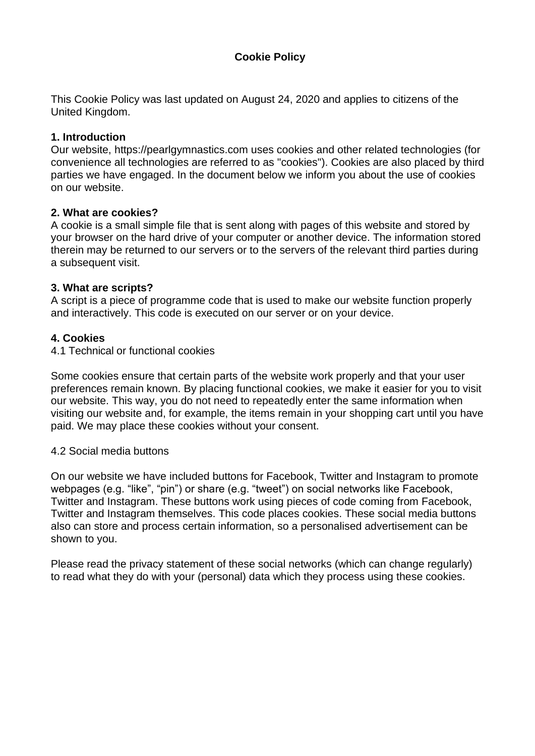# Cookie Policy

This Cookie Policy was last updated on August 24, 2020 and applies to citizens of the United Kingdom.

## 1. Introduction

Our website, https://pearlgymnastics.com uses cookies and other related technologies (for convenience all technologies are referred to as "cookies"). Cookies are also placed by third parties we have engaged. In the document below we inform you about the use of cookies on our website.

## 2. What are cookies?

A cookie is a small simple file that is sent along with pages of this website and stored by your browser on the hard drive of your computer or another device. The information stored therein may be returned to our servers or to the servers of the relevant third parties during a subsequent visit.

## 3. What are scripts?

A script is a piece of programme code that is used to make our website function properly and interactively. This code is executed on our server or on your device.

## 4. Cookies

4.1 Technical or functional cookies

Some cookies ensure that certain parts of the website work properly and that your user preferences remain known. By placing functional cookies, we make it easier for you to visit our website. This way, you do not need to repeatedly enter the same information when visiting our website and, for example, the items remain in your shopping cart until you have paid. We may place these cookies without your consent.

4.2 Social media buttons

On our website we have included buttons for Facebook, Twitter and Instagram to promote webpages (e.g. “like”, “pin”) or share (e.g. “tweet”) on social networks like Facebook, Twitter and Instagram. These buttons work using pieces of code coming from Facebook, Twitter and Instagram themselves. This code places cookies. These social media buttons also can store and process certain information, so a personalised advertisement can be shown to you.

Please read the privacy statement of these social networks (which can change regularly) to read what they do with your (personal) data which they process using these cookies.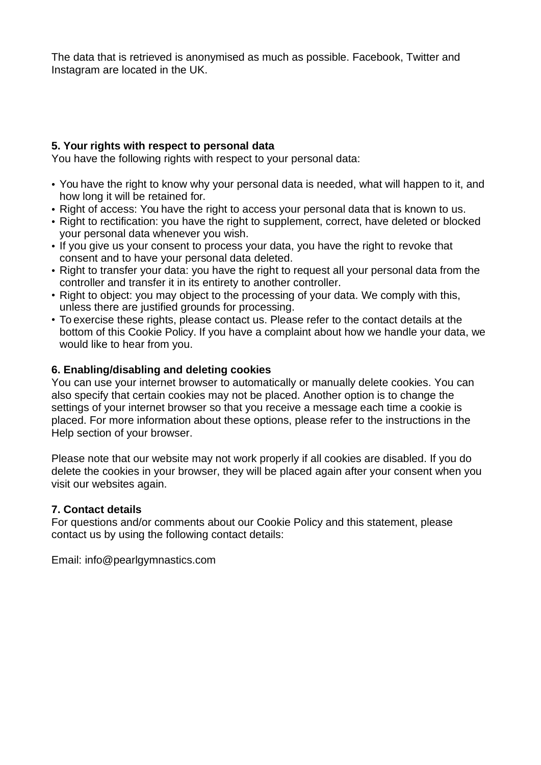The data that is retrieved is anonymised as much as possible. Facebook, Twitter and Instagram are located in the UK.

**5. Your rights with respect to personal data**

You have the following rights with respect to your personal data:

- You have the right to know why your personal data is needed, what will happen to it, and how long it will be retained for.
- Right of access: You have the right to access your personal data that is known to us.
- Right to rectification: you have the right to supplement, correct, have deleted or blocked your personal data whenever you wish.
- If you give us your consent to process your data, you have the right to revoke that consent and to have your personal data deleted.
- Right to transfer your data: you have the right to request all your personal data from the controller and transfer it in its entirety to another controller.
- Right to object: you may object to the processing of your data. We comply with this, unless there are justified grounds for processing.
- To exercise these rights, please contact us. Please refer to the contact details at the bottom of this Cookie Policy. If you have a complaint about how we handle your data, we would like to hear from you.

**6. Enabling/disabling and deleting cookies**

You can use your internet browser to automatically or manually delete cookies. You can also specify that certain cookies may not be placed. Another option is to change the settings of your internet browser so that you receive a message each time a cookie is placed. For more information about these options, please refer to the instructions in the Help section of your browser.

Please note that our website may not work properly if all cookies are disabled. If you do delete the cookies in your browser, they will be placed again after your consent when you visit our websites again.

**7. Contact details**

For questions and/or comments about our Cookie Policy and this statement, please contact us by using the following contact details:

Email: info@pearlgymnastics.com